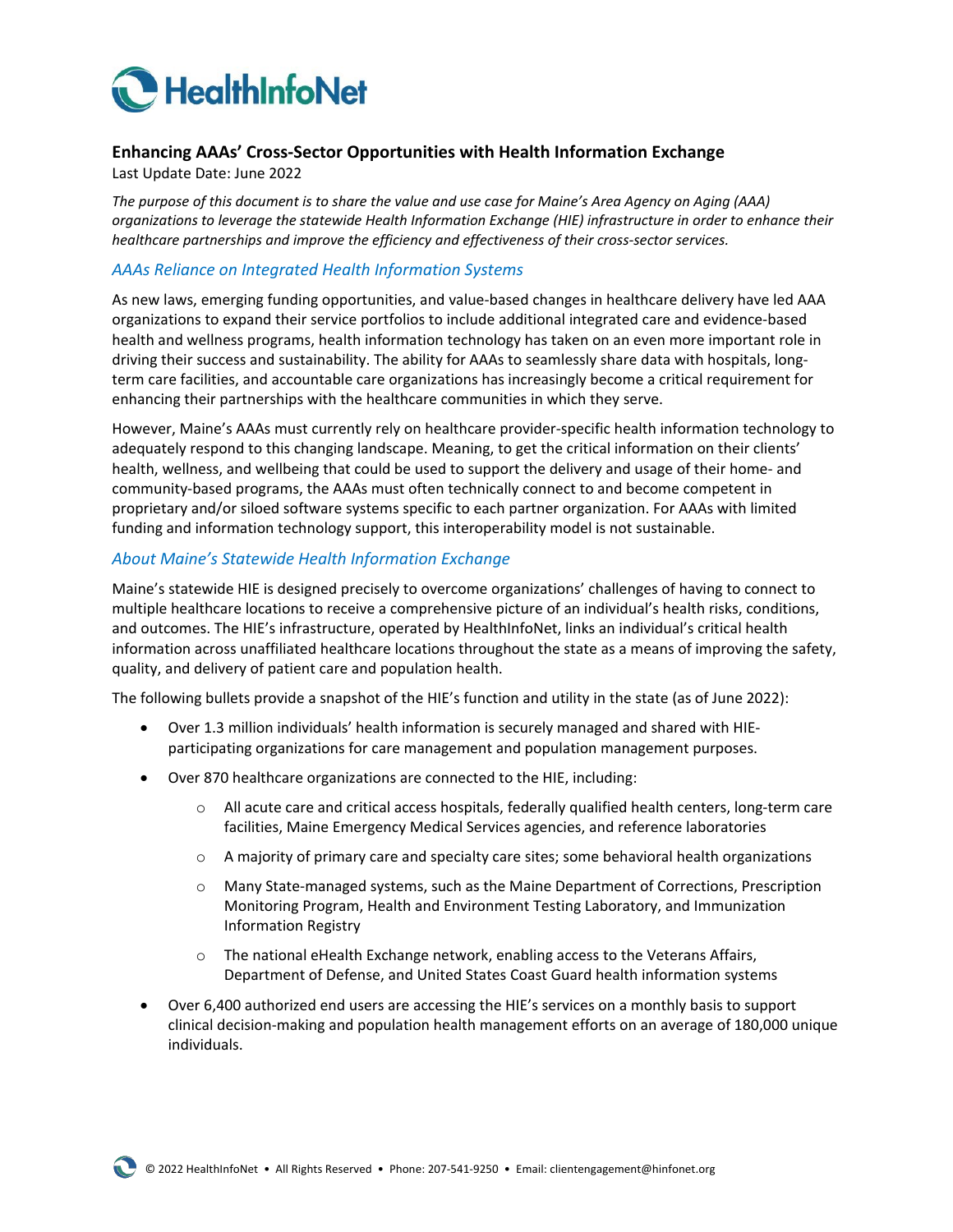HealthInfoNet

## Enhancing AAAs' Cross-Sector Opportunities with Health Information Exchange

Last Update Date: June 2022

*The purpose of this document is to share the value and use case for Maine's Area Agency on Aging (AAA) organizations to leverage the statewide Health Information Exchange (HIE) infrastructure in order to enhance their healthcare partnerships and improve the efficiency and effectiveness of their cross-sector services.*

### *AAAs Reliance on Integrated Health Information Systems*

As new laws, emerging funding opportunities, and value-based changes in healthcare delivery have led AAA organizations to expand their service portfolios to include additional integrated care and evidence-based health and wellness programs, health information technology has taken on an even more important role in driving their success and sustainability. The ability for AAAs to seamlessly share data with hospitals, long-term care facilities, and accountable care organizations has increasingly become a critical requirement for enhancing their partnerships with the healthcare communities in which they serve.

However, Maine's AAAs must currently rely on healthcare provider-specific health information technology to adequately respond to this changing landscape. Meaning, to get the critical information on their clients' health, wellness, and wellbeing that could be used to support the delivery and usage of their home- and community-based programs, the AAAs must often technically connect to and become competent in proprietary and/or siloed software systems specific to each partner organization. For AAAs with limited funding and information technology support, this interoperability model is not sustainable.

### *About Maine's Statewide Health Information Exchange*

Maine's statewide HIE is designed precisely to overcome organizations' challenges of having to connect to multiple healthcare locations to receive a comprehensive picture of an individual's health risks, conditions, and outcomes. The HIE's infrastructure, operated by HealthInfoNet, links an individual's critical health information across unaffiliated healthcare locations throughout the state as a means of improving the safety, quality, and delivery of patient care and population health.

The following bullets provide a snapshot of the HIE's function and utility in the state (as of June 2022):

- Over 1.3 million individuals' health information is securely managed and shared with HIE-participating organizations for care management and population management purposes.
- Over 870 healthcare organizations are connected to the HIE, including:
  - All acute care and critical access hospitals, federally qualified health centers, long-term care facilities, Maine Emergency Medical Services agencies, and reference laboratories
  - A majority of primary care and specialty care sites; some behavioral health organizations
  - Many State-managed systems, such as the Maine Department of Corrections, Prescription Monitoring Program, Health and Environment Testing Laboratory, and Immunization Information Registry
  - The national eHealth Exchange network, enabling access to the Veterans Affairs, Department of Defense, and United States Coast Guard health information systems
- Over 6,400 authorized end users are accessing the HIE's services on a monthly basis to support clinical decision-making and population health management efforts on an average of 180,000 unique individuals.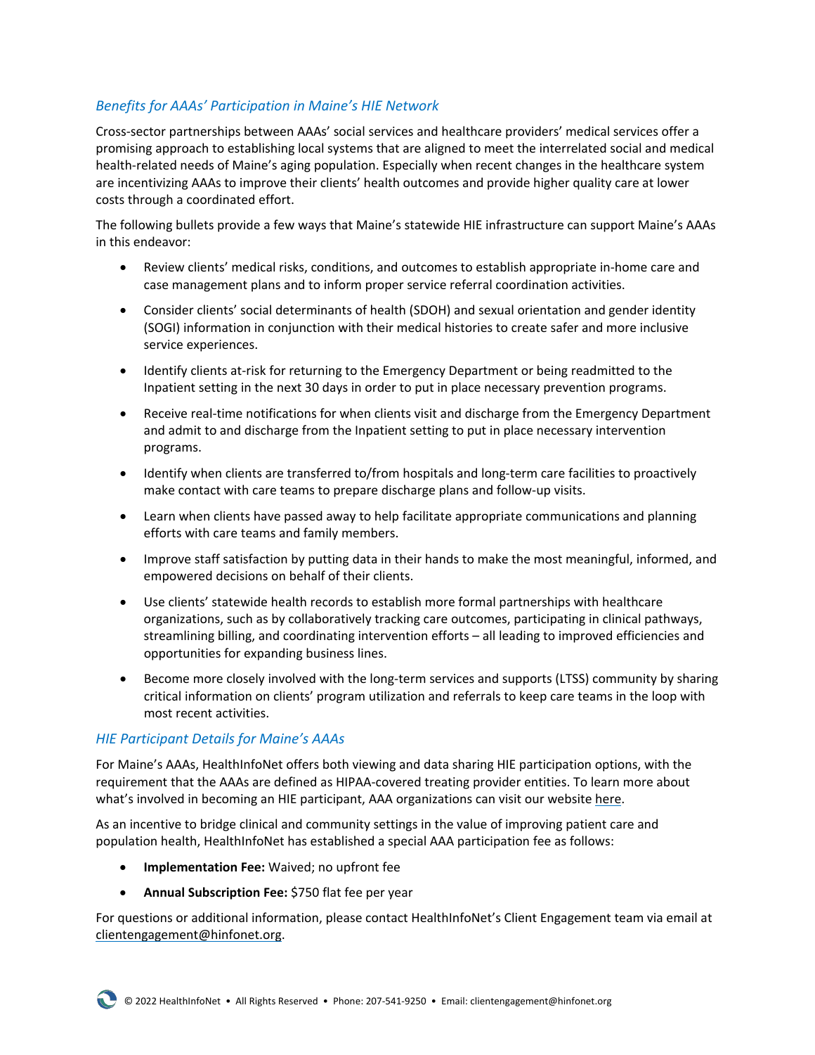### *Benefits for AAAs' Participation in Maine's HIE Network*

Cross-sector partnerships between AAAs' social services and healthcare providers' medical services offer a promising approach to establishing local systems that are aligned to meet the interrelated social and medical health-related needs of Maine's aging population. Especially when recent changes in the healthcare system are incentivizing AAAs to improve their clients' health outcomes and provide higher quality care at lower costs through a coordinated effort.

The following bullets provide a few ways that Maine's statewide HIE infrastructure can support Maine's AAAs in this endeavor:

- Review clients' medical risks, conditions, and outcomes to establish appropriate in-home care and case management plans and to inform proper service referral coordination activities.
- Consider clients' social determinants of health (SDOH) and sexual orientation and gender identity (SOGI) information in conjunction with their medical histories to create safer and more inclusive service experiences.
- Identify clients at-risk for returning to the Emergency Department or being readmitted to the Inpatient setting in the next 30 days in order to put in place necessary prevention programs.
- Receive real-time notifications for when clients visit and discharge from the Emergency Department and admit to and discharge from the Inpatient setting to put in place necessary intervention programs.
- Identify when clients are transferred to/from hospitals and long-term care facilities to proactively make contact with care teams to prepare discharge plans and follow-up visits.
- Learn when clients have passed away to help facilitate appropriate communications and planning efforts with care teams and family members.
- Improve staff satisfaction by putting data in their hands to make the most meaningful, informed, and empowered decisions on behalf of their clients.
- Use clients' statewide health records to establish more formal partnerships with healthcare organizations, such as by collaboratively tracking care outcomes, participating in clinical pathways, streamlining billing, and coordinating intervention efforts – all leading to improved efficiencies and opportunities for expanding business lines.
- Become more closely involved with the long-term services and supports (LTSS) community by sharing critical information on clients' program utilization and referrals to keep care teams in the loop with most recent activities.

### *HIE Participant Details for Maine's AAAs*

For Maine's AAAs, HealthInfoNet offers both viewing and data sharing HIE participation options, with the requirement that the AAAs are defined as HIPAA-covered treating provider entities. To learn more about what's involved in becoming an HIE participant, AAA organizations can visit our website here.

As an incentive to bridge clinical and community settings in the value of improving patient care and population health, HealthInfoNet has established a special AAA participation fee as follows:

- **Implementation Fee:** Waived; no upfront fee
- **Annual Subscription Fee:** $750 flat fee per year

For questions or additional information, please contact HealthInfoNet's Client Engagement team via email at clientengagement@hinfonet.org.